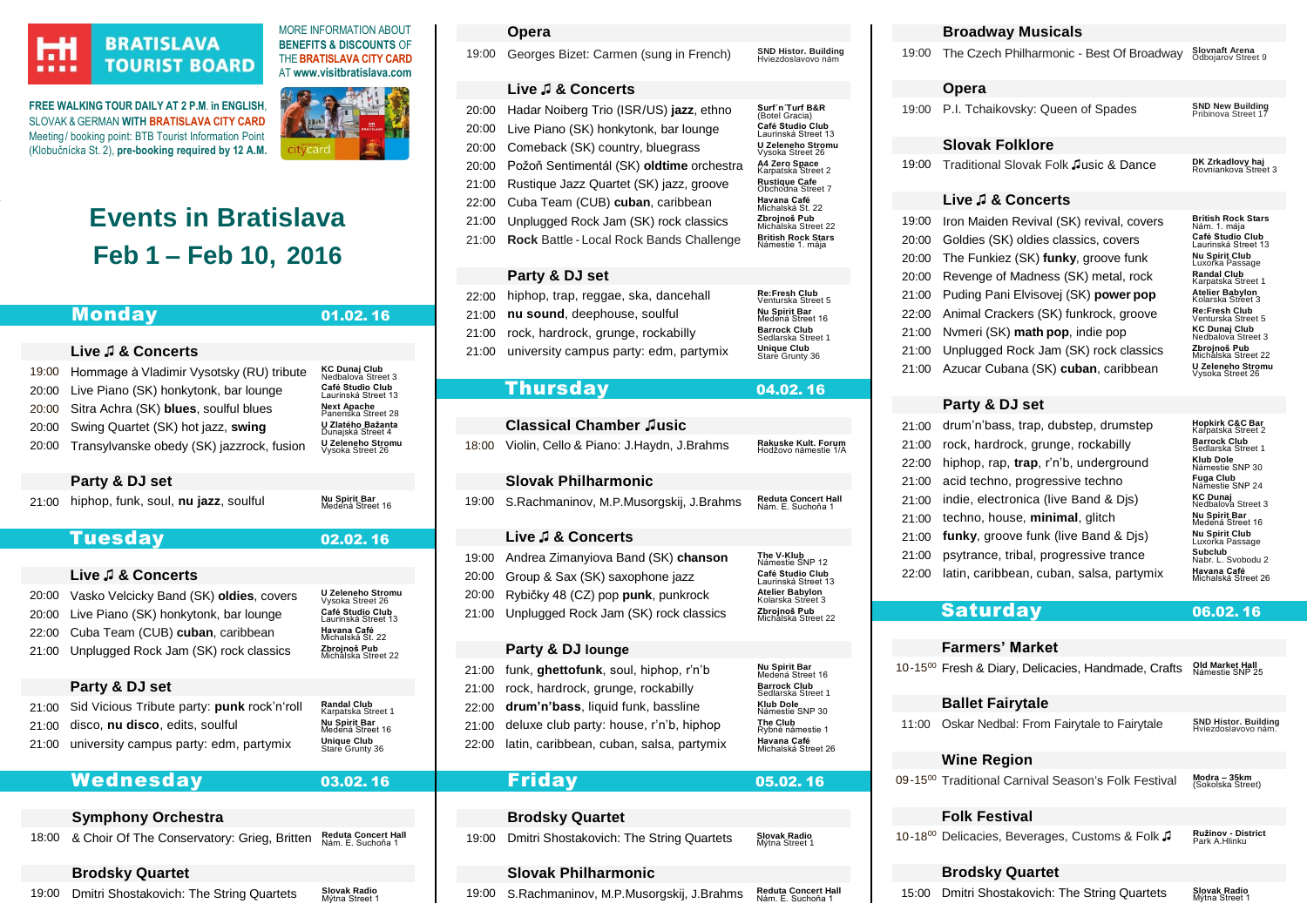**BRATISLAVA TOURIST BOARD**

MORE INFORMATION ABOUT **BENEFITS & DISCOUNTS** OF THE **BRATISLAVA CITY CARD** AT **www.visitbratislava.com**

**FREE WALKING TOUR DAILY AT 2 P.M. in ENGLISH,** SLOVAK & GERMAN **WITH BRATISLAVA CITY CARD**
Meeting/ booking point: BTB Tourist Information Point (Klobučnícka St. 2), **pre-booking required by 12 A.M.**

# Events in Bratislava

# Feb 1 – Feb 10, 2016

## Monday 01.02. 16

### Live ♫ & Concerts

| Time | Event | Venue |
|---|---|---|
| 19:00 | Hommage à Vladimir Vysotsky (RU) tribute | KC Dunaj Club, Nedbalova Street 3 |
| 20:00 | Live Piano (SK) honkytonk, bar lounge | Café Studio Club, Laurinská Street 13 |
| 20:00 | Sitra Achra (SK) **blues**, soulful blues | Next Apache, Panenská Street 28 |
| 20:00 | Swing Quartet (SK) hot jazz, **swing** | U Zlatého Bažanta, Dunajská Street 4 |
| 20:00 | Transylvanske obedy (SK) jazzrock, fusion | U Zeleneho Stromu, Vysoka Street 26 |

### Party & DJ set

| Time | Event | Venue |
|---|---|---|
| 21:00 | hiphop, funk, soul, **nu jazz**, soulful | Nu Spirit Bar, Medená Street 16 |

## Tuesday 02.02. 16

### Live ♫ & Concerts

| Time | Event | Venue |
|---|---|---|
| 20:00 | Vasko Velcicky Band (SK) **oldies**, covers | U Zeleneho Stromu, Vysoka Street 26 |
| 20:00 | Live Piano (SK) honkytonk, bar lounge | Café Studio Club, Laurinská Street 13 |
| 22:00 | Cuba Team (CUB) **cuban**, caribbean | Havana Café, Michalská St. 22 |
| 21:00 | Unplugged Rock Jam (SK) rock classics | Zbrojnoš Pub, Michalska Street 22 |

### Party & DJ set

| Time | Event | Venue |
|---|---|---|
| 21:00 | Sid Vicious Tribute party: **punk** rock'n'roll | Randal Club, Karpatska Street 1 |
| 21:00 | disco, **nu disco**, edits, soulful | Nu Spirit Bar, Medená Street 16 |
| 21:00 | university campus party: edm, partymix | Unique Club, Stare Grunty 36 |

## Wednesday 03.02. 16

### Symphony Orchestra

| Time | Event | Venue |
|---|---|---|
| 18:00 | & Choir Of The Conservatory: Grieg, Britten | Reduta Concert Hall, Nám. E. Suchoňa 1 |

### Brodsky Quartet

| Time | Event | Venue |
|---|---|---|
| 19:00 | Dmitri Shostakovich: The String Quartets | Slovak Radio, Mýtna Street 1 |

### Opera

| Time | Event | Venue |
|---|---|---|
| 19:00 | Georges Bizet: Carmen (sung in French) | SND Histor. Building, Hviezdoslavovo nám |

### Live ♫ & Concerts

| Time | Event | Venue |
|---|---|---|
| 20:00 | Hadar Noiberg Trio (ISR/US) **jazz**, ethno | Surf'n'Turf B&R (Botel Gracia) |
| 20:00 | Live Piano (SK) honkytonk, bar lounge | Café Studio Club, Laurinská Street 13 |
| 20:00 | Comeback (SK) country, bluegrass | U Zeleneho Stromu, Vysoka Street 26 |
| 20:00 | Požoň Sentimentál (SK) **oldtime** orchestra | A4 Zero Space, Karpatská Street 2 |
| 21:00 | Rustique Jazz Quartet (SK) jazz, groove | Rustique Cafe, Obchodna Street 7 |
| 22:00 | Cuba Team (CUB) **cuban**, caribbean | Havana Café, Michalská St. 22 |
| 21:00 | Unplugged Rock Jam (SK) rock classics | Zbrojnoš Pub, Michalská Street 22 |
| 21:00 | **Rock** Battle - Local Rock Bands Challenge | British Rock Stars, Námestie 1. mája |

### Party & DJ set

| Time | Event | Venue |
|---|---|---|
| 22:00 | hiphop, trap, reggae, ska, dancehall | Re:Fresh Club, Venturska Street 5 |
| 21:00 | **nu sound**, deephouse, soulful | Nu Spirit Bar, Medená Street 16 |
| 21:00 | rock, hardrock, grunge, rockabilly | Barrock Club, Sedlarska Street 1 |
| 21:00 | university campus party: edm, partymix | Unique Club, Stare Grunty 36 |

## Thursday 04.02. 16

### Classical Chamber ♫usic

| Time | Event | Venue |
|---|---|---|
| 18:00 | Violin, Cello & Piano: J.Haydn, J.Brahms | Rakuske Kult. Forum, Hodžovo námestie 1/A |

### Slovak Philharmonic

| Time | Event | Venue |
|---|---|---|
| 19:00 | S.Rachmaninov, M.P.Musorgskij, J.Brahms | Reduta Concert Hall, Nám. E. Suchoňa 1 |

### Live ♫ & Concerts

| Time | Event | Venue |
|---|---|---|
| 19:00 | Andrea Zimanyiova Band (SK) **chanson** | The V-Klub, Námestie SNP 12 |
| 20:00 | Group & Sax (SK) saxophone jazz | Café Studio Club, Laurinská Street 13 |
| 20:00 | Rybičky 48 (CZ) pop **punk**, punkrock | Atelier Babylon, Kolarska Street 3 |
| 21:00 | Unplugged Rock Jam (SK) rock classics | Zbrojnoš Pub, Michalská Street 22 |

### Party & DJ lounge

| Time | Event | Venue |
|---|---|---|
| 21:00 | funk, **ghettofunk**, soul, hiphop, r'n'b | Nu Spirit Bar, Medená Street 16 |
| 21:00 | rock, hardrock, grunge, rockabilly | Barrock Club, Sedlarska Street 1 |
| 22:00 | **drum'n'bass**, liquid funk, bassline | Klub Dole, Námestie SNP 30 |
| 21:00 | deluxe club party: house, r'n'b, hiphop | The Club, Rybné námestie 1 |
| 22:00 | latin, caribbean, cuban, salsa, partymix | Havana Café, Michalská Street 26 |

## Friday 05.02. 16

### Brodsky Quartet

| Time | Event | Venue |
|---|---|---|
| 19:00 | Dmitri Shostakovich: The String Quartets | Slovak Radio, Mýtna Street 1 |

### Slovak Philharmonic

| Time | Event | Venue |
|---|---|---|
| 19:00 | S.Rachmaninov, M.P.Musorgskij, J.Brahms | Reduta Concert Hall, Nám. E. Suchoňa 1 |

### Broadway Musicals

| Time | Event | Venue |
|---|---|---|
| 19:00 | The Czech Philharmonic - Best Of Broadway | Slovnaft Arena, Odbojarov Street 9 |

### Opera

| Time | Event | Venue |
|---|---|---|
| 19:00 | P.I. Tchaikovsky: Queen of Spades | SND New Building, Pribinova Street 17 |

### Slovak Folklore

| Time | Event | Venue |
|---|---|---|
| 19:00 | Traditional Slovak Folk ♫usic & Dance | DK Zrkadlový haj, Rovniankova Street 3 |

### Live ♫ & Concerts

| Time | Event | Venue |
|---|---|---|
| 19:00 | Iron Maiden Revival (SK) revival, covers | British Rock Stars, Nám. 1. mája |
| 20:00 | Goldies (SK) oldies classics, covers | Café Studio Club, Laurinská Street 13 |
| 20:00 | The Funkiez (SK) **funky**, groove funk | Nu Spirit Club, Luxorka Passage |
| 20:00 | Revenge of Madness (SK) metal, rock | Randal Club, Karpatska Street 1 |
| 21:00 | Puding Pani Elvisovej (SK) **power pop** | Atelier Babylon, Kolarska Street 3 |
| 22:00 | Animal Crackers (SK) funkrock, groove | Re:Fresh Club, Venturska Street 5 |
| 21:00 | Nvmeri (SK) **math pop**, indie pop | KC Dunaj Club, Nedbalova Street 3 |
| 21:00 | Unplugged Rock Jam (SK) rock classics | Zbrojnoš Pub, Michalska Street 22 |
| 21:00 | Azucar Cubana (SK) **cuban**, caribbean | U Zeleneho Stromu, Vysoka Street 26 |

### Party & DJ set

| Time | Event | Venue |
|---|---|---|
| 21:00 | drum'n'bass, trap, dubstep, drumstep | Hopkirk C&C Bar, Karpatska Street 2 |
| 21:00 | rock, hardrock, grunge, rockabilly | Barrock Club, Sedlarska Street 1 |
| 22:00 | hiphop, rap, **trap**, r'n'b, underground | Klub Dole, Námestie SNP 30 |
| 21:00 | acid techno, progressive techno | Fuga Club, Námestie SNP 24 |
| 21:00 | indie, electronica (live Band & Djs) | KC Dunaj, Nedbalova Street 3 |
| 21:00 | techno, house, **minimal**, glitch | Nu Spirit Bar, Medená Street 16 |
| 21:00 | **funky**, groove funk (live Band & Djs) | Nu Spirit Club, Luxorka Passage |
| 21:00 | psytrance, tribal, progressive trance | Subclub, Nábr. L. Svobodu 2 |
| 22:00 | latin, caribbean, cuban, salsa, partymix | Havana Café, Michalská Street 26 |

## Saturday 06.02. 16

### Farmers' Market

| Time | Event | Venue |
|---|---|---|
| 10-15[00] | Fresh & Diary, Delicacies, Handmade, Crafts | Old Market Hall, Námestie SNP 25 |

### Ballet Fairytale

| Time | Event | Venue |
|---|---|---|
| 11:00 | Oskar Nedbal: From Fairytale to Fairytale | SND Histor. Building, Hviezdoslavovo nám. |

### Wine Region

| Time | Event | Venue |
|---|---|---|
| 09-15[00] | Traditional Carnival Season's Folk Festival | Modra – 35km (Sokolska Street) |

### Folk Festival

| Time | Event | Venue |
|---|---|---|
| 10-18[00] | Delicacies, Beverages, Customs & Folk ♫ | Ružinov - District, Park A.Hlinku |

### Brodsky Quartet

| Time | Event | Venue |
|---|---|---|
| 15:00 | Dmitri Shostakovich: The String Quartets | Slovak Radio, Mýtna Street 1 |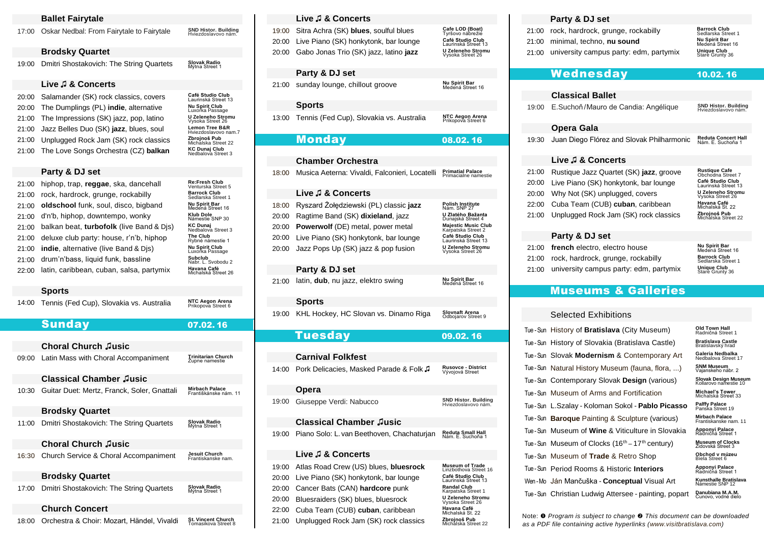### Ballet Fairytale

| | | |
|---|---|---|
| 17:00 | Oskar Nedbal: From Fairytale to Fairytale | SND Histor. Building Hviezdoslavovo nám. |

### Brodsky Quartet

| | | |
|---|---|---|
| 19:00 | Dmitri Shostakovich: The String Quartets | Slovak Radio Mýtna Street 1 |

### Live ♫ & Concerts

| | | |
|---|---|---|
| 20:00 | Salamander (SK) rock classics, covers | Café Studio Club Laurinská Street 13 |
| 20:00 | The Dumplings (PL) **indie**, alternative | Nu Spirit Club Luxorka Passage |
| 21:00 | The Impressions (SK) jazz, pop, latino | U Zeleneho Stromu Vysoka Street 26 |
| 21:00 | Jazz Belles Duo (SK) **jazz**, blues, soul | Lemon Tree B&R Hviezdoslavovo nam.7 |
| 21:00 | Unplugged Rock Jam (SK) rock classics | Zbrojnoš Pub Michalska Street 22 |
| 21:00 | The Love Songs Orchestra (CZ) **balkan** | KC Dunaj Club Nedbalova Street 3 |

### Party & DJ set

| | | |
|---|---|---|
| 21:00 | hiphop, trap, **reggae**, ska, dancehall | Re:Fresh Club Venturska Street 5 |
| 21:00 | rock, hardrock, grunge, rockabilly | Barrock Club Sedlarska Street 1 |
| 21:00 | **oldschool** funk, soul, disco, bigband | Nu Spirit Bar Medená Street 16 |
| 21:00 | d'n'b, hiphop, downtempo, wonky | Klub Dole Námestie SNP 30 |
| 21:00 | balkan beat, **turbofolk** (live Band & Djs) | KC Dunaj Nedbalova Street 3 |
| 21:00 | deluxe club party: house, r'n'b, hiphop | The Club Rybné námestie 1 |
| 21:00 | **indie**, alternative (live Band & Djs) | Nu Spirit Club Luxorka Passage |
| 21:00 | drum'n'bass, liquid funk, bassline | Subclub Nábr. L. Svobodu 2 |
| 22:00 | latin, caribbean, cuban, salsa, partymix | Havana Café Michalská Street 26 |

### Sports

| | | |
|---|---|---|
| 14:00 | Tennis (Fed Cup), Slovakia vs. Australia | NTC Aegon Arena Prikopova Street 6 |

## Sunday 07.02.16

### Choral Church ♫usic

| | | |
|---|---|---|
| 09:00 | Latin Mass with Choral Accompaniment | Trinitarian Church Župné namestie |

### Classical Chamber ♫usic

| | | |
|---|---|---|
| 10:30 | Guitar Duet: Mertz, Franck, Soler, Gnattali | Mirbach Palace Františkánske nám. 11 |

### Brodsky Quartet

| | | |
|---|---|---|
| 11:00 | Dmitri Shostakovich: The String Quartets | Slovak Radio Mýtna Street 1 |

### Choral Church ♫usic

| | | |
|---|---|---|
| 16:30 | Church Service & Choral Accompaniment | Jesuit Church Františkanske nam. |

### Brodsky Quartet

| | | |
|---|---|---|
| 17:00 | Dmitri Shostakovich: The String Quartets | Slovak Radio Mýtna Street 1 |

### Church Concert

| | | |
|---|---|---|
| 18:00 | Orchestra & Choir: Mozart, Händel, Vivaldi | St. Vincent Church Tomasikova Street 8 |

### Live ♫ & Concerts

| | | |
|---|---|---|
| 19:00 | Sitra Achra (SK) **blues**, soulful blues | Cafe LOD (Boat) Tyršovo nábrežie |
| 20:00 | Live Piano (SK) honkytonk, bar lounge | Café Studio Club Laurinská Street 13 |
| 20:00 | Gabo Jonas Trio (SK) jazz, latino **jazz** | U Zeleneho Stromu Vysoka Street 26 |

### Party & DJ set

| | | |
|---|---|---|
| 21:00 | sunday lounge, chillout groove | Nu Spirit Bar Medená Street 16 |

### Sports

| | | |
|---|---|---|
| 13:00 | Tennis (Fed Cup), Slovakia vs. Australia | NTC Aegon Arena Prikopova Street 6 |

## Monday 08.02.16

### Chamber Orchestra

| | | |
|---|---|---|
| 18:00 | Musica Aeterna: Vivaldi, Falconieri, Locatelli | Primatial Palace Primaciálne namestie |

### Live ♫ & Concerts

| | | |
|---|---|---|
| 18:00 | Ryszard Żołędziewski (PL) classic **jazz** | Polish Institute Nám. SNP 27 |
| 20:00 | Ragtime Band (SK) **dixieland**, jazz | U Zlatého Bažanta Dunajská Street 4 |
| 20:00 | **Powerwolf** (DE) metal, power metal | Majestic Music Club Karpatska Street 2 |
| 20:00 | Live Piano (SK) honkytonk, bar lounge | Café Studio Club Laurinská Street 13 |
| 20:00 | Jazz Pops Up (SK) jazz & pop fusion | U Zeleneho Stromu Vysoka Street 26 |

### Party & DJ set

| | | |
|---|---|---|
| 21:00 | latin, **dub**, nu jazz, elektro swing | Nu Spirit Bar Medená Street 16 |

### Sports

| | | |
|---|---|---|
| 19:00 | KHL Hockey, HC Slovan vs. Dinamo Riga | Slovnaft Arena Odbojarov Street 9 |

## Tuesday 09.02.16

### Carnival Folkfest

| | | |
|---|---|---|
| 14:00 | Pork Delicacies, Masked Parade & Folk ♫ | Rusovce - District Vývojová Street |

### Opera

| | | |
|---|---|---|
| 19:00 | Giuseppe Verdi: Nabucco | SND Histor. Building Hviezdoslavovo nám. |

### Classical Chamber ♫usic

| | | |
|---|---|---|
| 19:00 | Piano Solo: L. van Beethoven, Chachaturjan | Reduta Small Hall Nám. E. Suchoňa 1 |

### Live ♫ & Concerts

| | | |
|---|---|---|
| 19:00 | Atlas Road Crew (US) blues, **bluesrock** | Museum of Trade Linzbothova Street 16 |
| 20:00 | Live Piano (SK) honkytonk, bar lounge | Café Studio Club Laurinská Street 13 |
| 20:00 | Cancer Bats (CAN) **hardcore** punk | Randal Club Karpatska Street 1 |
| 20:00 | Bluesraiders (SK) blues, bluesrock | U Zeleneho Stromu Vysoka Street 26 |
| 22:00 | Cuba Team (CUB) **cuban**, caribbean | Havana Café Michalská St. 22 |
| 21:00 | Unplugged Rock Jam (SK) rock classics | Zbrojnoš Pub Michalska Street 22 |

### Party & DJ set

| | | |
|---|---|---|
| 21:00 | rock, hardrock, grunge, rockabilly | Barrock Club Sedlarska Street 1 |
| 21:00 | minimal, techno, **nu sound** | Nu Spirit Bar Medená Street 16 |
| 21:00 | university campus party: edm, partymix | Unique Club Staré Grunty 36 |

## Wednesday 10.02.16

### Classical Ballet

| | | |
|---|---|---|
| 19:00 | E.Suchoň / Mauro de Candia: Angélique | SND Histor. Building Hviezdoslavovo nám. |

### Opera Gala

| | | |
|---|---|---|
| 19:30 | Juan Diego Flórez and Slovak Philharmonic | Reduta Concert Hall Nám. E. Suchoňa 1 |

### Live ♫ & Concerts

| | | |
|---|---|---|
| 21:00 | Rustique Jazz Quartet (SK) **jazz**, groove | Rustique Cafe Obchodna Street 7 |
| 20:00 | Live Piano (SK) honkytonk, bar lounge | Café Studio Club Laurinská Street 13 |
| 20:00 | Why Not (SK) unplugged, covers | U Zeleneho Stromu Vysoka Street 26 |
| 22:00 | Cuba Team (CUB) **cuban**, caribbean | Havana Café Michalská St. 22 |
| 21:00 | Unplugged Rock Jam (SK) rock classics | Zbrojnoš Pub Michalska Street 22 |

### Party & DJ set

| | | |
|---|---|---|
| 21:00 | **french** electro, electro house | Nu Spirit Bar Medená Street 16 |
| 21:00 | rock, hardrock, grunge, rockabilly | Barrock Club Sedlarska Street 1 |
| 21:00 | university campus party: edm, partymix | Unique Club Staré Grunty 36 |

## Museums & Galleries

### Selected Exhibitions

| | | |
|---|---|---|
| Tue - Sun | History of **Bratislava** (City Museum) | Old Town Hall Radničná Street 1 |
| Tue - Sun | History of Slovakia (Bratislava Castle) | Bratislava Castle Bratislavský hrad |
| Tue - Sun | Slovak **Modernism** & Contemporary Art | Galeria Nedbalka Nedbalova Street 17 |
| Tue - Sun | Natural History Museum (fauna, flora, ...) | SNM Museum Vajanskeho nábr. 2 |
| Tue - Sun | Contemporary Slovak **Design** (various) | Slovak Design Museum Kollarovo namestie 10 |
| Tue - Sun | Museum of Arms and Fortification | Michael's Tower Michalská Street 33 |
| Tue - Sun | L.Szalay - Koloman Sokol - **Pablo Picasso** | Palffy Palace Panska Street 19 |
| Tue - Sun | **Baroque** Painting & Sculpture (various) | Mirbach Palace Frantiskanske nam. 11 |
| Tue - Sun | Museum of **Wine** & Viticulture in Slovakia | Apponyi Palace Radničná Street 1 |
| Tue - Sun | Museum of Clocks (16th – 17th century) | Museum of Clocks Židovská Street 3 |
| Tue - Sun | Museum of **Trade** & Retro Shop | Obchod v múzeu Biela Street 6 |
| Tue - Sun | Period Rooms & Historic **Interiors** | Apponyi Palace Radničná Street 1 |
| Wen - Mo | Ján Mančuška - **Conceptual** Visual Art | Kunsthalle Bratislava Námestie SNP 12 |
| Tue - Sun | Christian Ludwig Attersee - painting, popart | Danubiana M.A.M. Čunovo, vodné dielo |

Note: ❶ *Program is subject to change* ❷ *This document can be downloaded as a PDF file containing active hyperlinks (www.visitbratislava.com)*